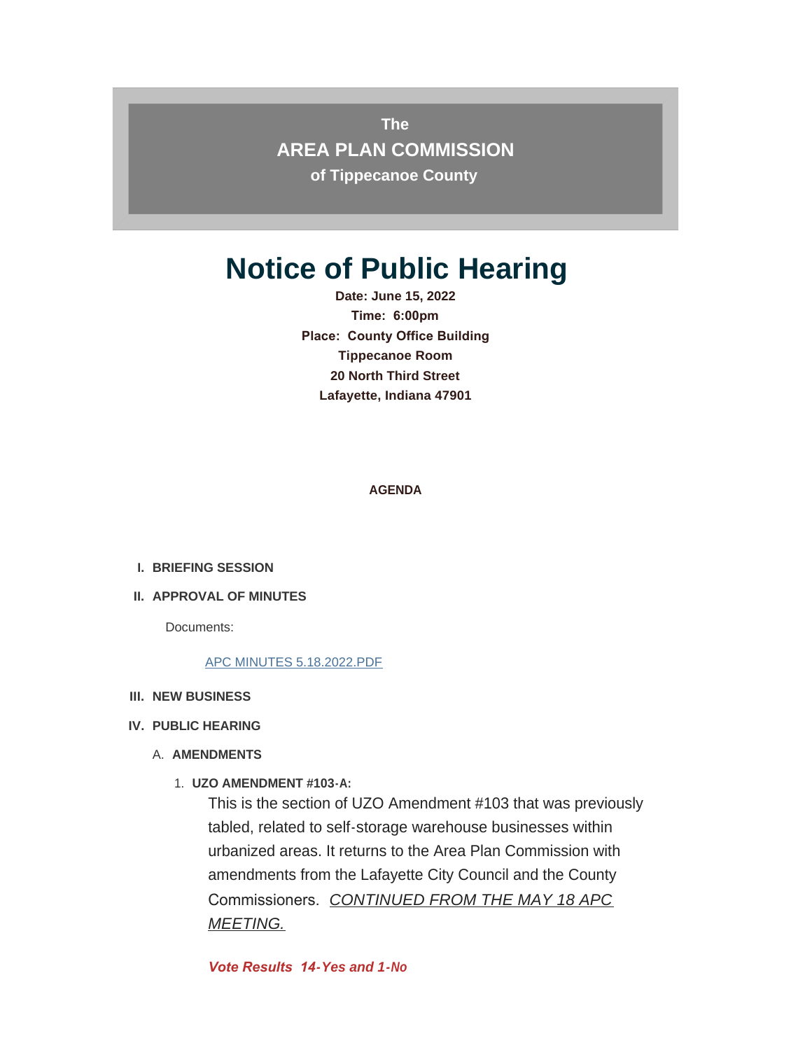**The**

**AREA PLAN COMMISSION**

**of Tippecanoe County**

# Notice of Public Hearing

**Date: June 15, 2022**
**Time: 6:00pm**
**Place: County Office Building**
**Tippecanoe Room**
**20 North Third Street**
**Lafayette, Indiana 47901**

**AGENDA**

I. **BRIEFING SESSION**

II. **APPROVAL OF MINUTES**

Documents:

APC MINUTES 5.18.2022.PDF

III. **NEW BUSINESS**

IV. **PUBLIC HEARING**

A. **AMENDMENTS**

1. **UZO AMENDMENT #103-A:**

This is the section of UZO Amendment #103 that was previously tabled, related to self-storage warehouse businesses within urbanized areas. It returns to the Area Plan Commission with amendments from the Lafayette City Council and the County Commissioners. *CONTINUED FROM THE MAY 18 APC MEETING.*

***Vote Results 14-Yes and 1-No***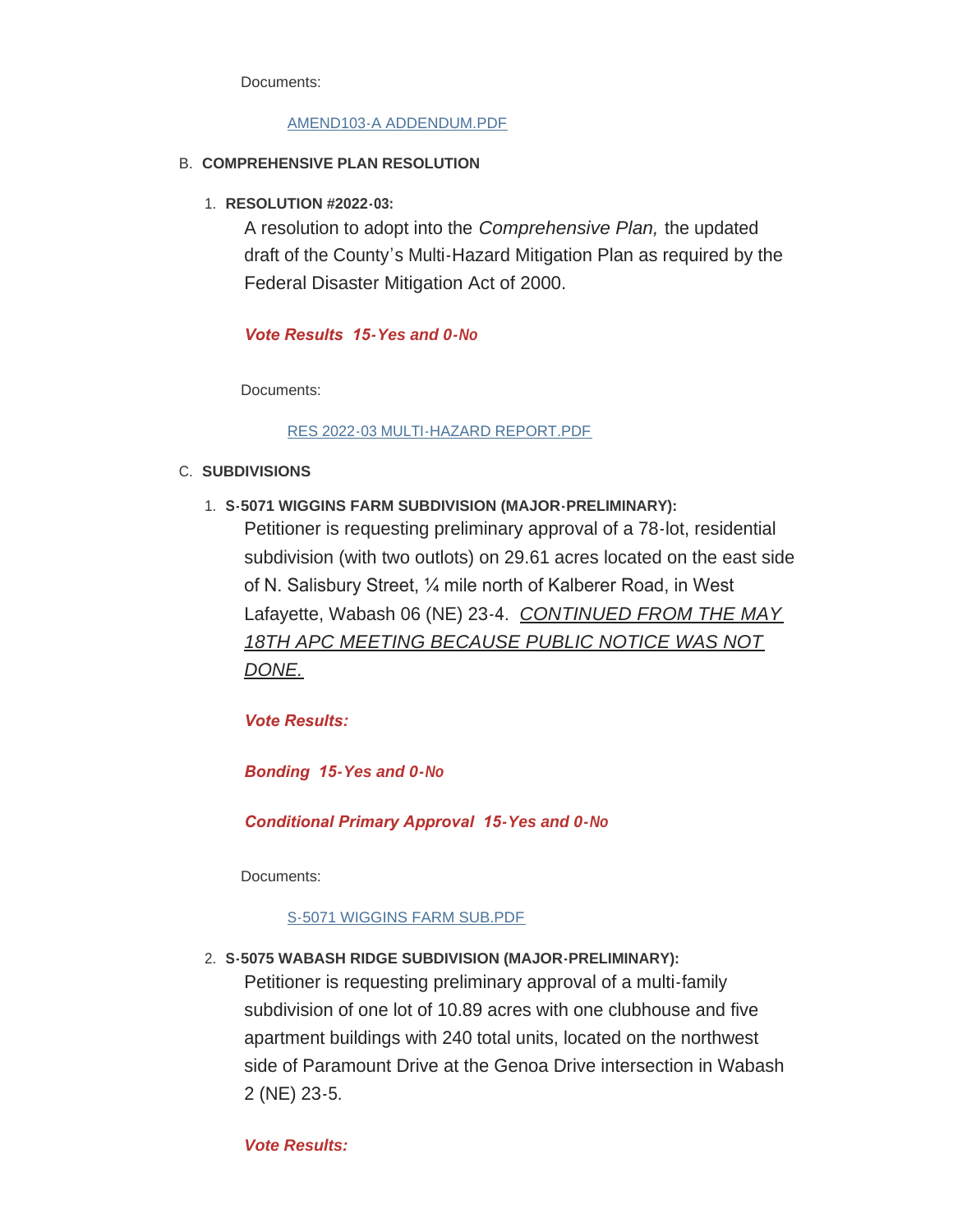Documents:

AMEND103-A ADDENDUM.PDF

B. **COMPREHENSIVE PLAN RESOLUTION**

1. **RESOLUTION #2022-03:**

   A resolution to adopt into the *Comprehensive Plan,* the updated draft of the County's Multi-Hazard Mitigation Plan as required by the Federal Disaster Mitigation Act of 2000.

   ***Vote Results 15-Yes and 0-No***

   Documents:

   RES 2022-03 MULTI-HAZARD REPORT.PDF

C. **SUBDIVISIONS**

1. **S-5071 WIGGINS FARM SUBDIVISION (MAJOR-PRELIMINARY):**

   Petitioner is requesting preliminary approval of a 78-lot, residential subdivision (with two outlots) on 29.61 acres located on the east side of N. Salisbury Street, ¼ mile north of Kalberer Road, in West Lafayette, Wabash 06 (NE) 23-4. *CONTINUED FROM THE MAY 18TH APC MEETING BECAUSE PUBLIC NOTICE WAS NOT DONE.*

   ***Vote Results:***

   ***Bonding 15-Yes and 0-No***

   ***Conditional Primary Approval 15-Yes and 0-No***

   Documents:

   S-5071 WIGGINS FARM SUB.PDF

2. **S-5075 WABASH RIDGE SUBDIVISION (MAJOR-PRELIMINARY):**

   Petitioner is requesting preliminary approval of a multi-family subdivision of one lot of 10.89 acres with one clubhouse and five apartment buildings with 240 total units, located on the northwest side of Paramount Drive at the Genoa Drive intersection in Wabash 2 (NE) 23-5.

   ***Vote Results:***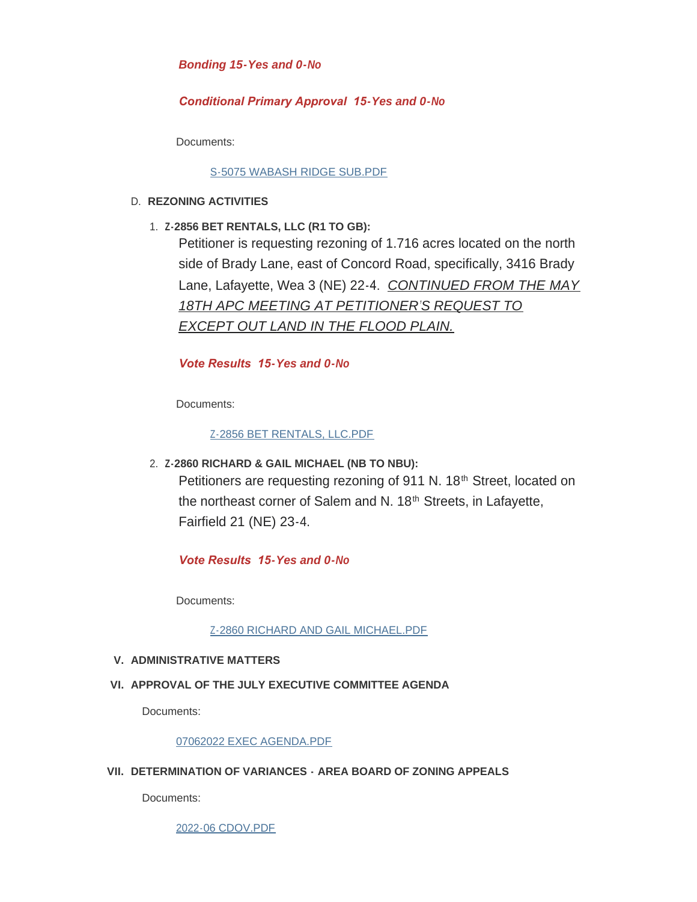***Bonding 15-Yes and 0-No***

***Conditional Primary Approval 15-Yes and 0-No***

Documents:

S-5075 WABASH RIDGE SUB.PDF

D. **REZONING ACTIVITIES**

1. **Z-2856 BET RENTALS, LLC (R1 TO GB):**

   Petitioner is requesting rezoning of 1.716 acres located on the north side of Brady Lane, east of Concord Road, specifically, 3416 Brady Lane, Lafayette, Wea 3 (NE) 22-4. *CONTINUED FROM THE MAY 18TH APC MEETING AT PETITIONER'S REQUEST TO EXCEPT OUT LAND IN THE FLOOD PLAIN.*

   ***Vote Results 15-Yes and 0-No***

   Documents:

   Z-2856 BET RENTALS, LLC.PDF

2. **Z-2860 RICHARD & GAIL MICHAEL (NB TO NBU):**

   Petitioners are requesting rezoning of 911 N. 18th Street, located on the northeast corner of Salem and N. 18th Streets, in Lafayette, Fairfield 21 (NE) 23-4.

   ***Vote Results 15-Yes and 0-No***

   Documents:

   Z-2860 RICHARD AND GAIL MICHAEL.PDF

## V. ADMINISTRATIVE MATTERS

## VI. APPROVAL OF THE JULY EXECUTIVE COMMITTEE AGENDA

Documents:

07062022 EXEC AGENDA.PDF

## VII. DETERMINATION OF VARIANCES - AREA BOARD OF ZONING APPEALS

Documents:

2022-06 CDOV.PDF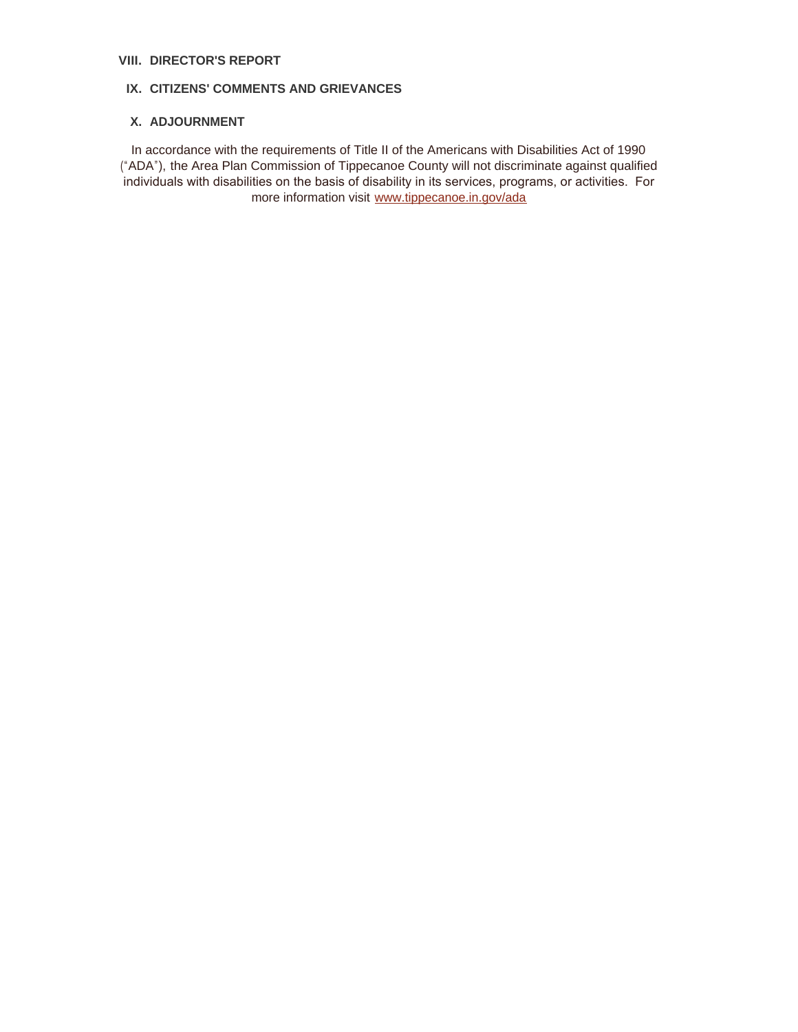## VIII. DIRECTOR'S REPORT

## IX. CITIZENS' COMMENTS AND GRIEVANCES

## X. ADJOURNMENT

In accordance with the requirements of Title II of the Americans with Disabilities Act of 1990 ("ADA"), the Area Plan Commission of Tippecanoe County will not discriminate against qualified individuals with disabilities on the basis of disability in its services, programs, or activities. For more information visit [www.tippecanoe.in.gov/ada](http://www.tippecanoe.in.gov/ada)